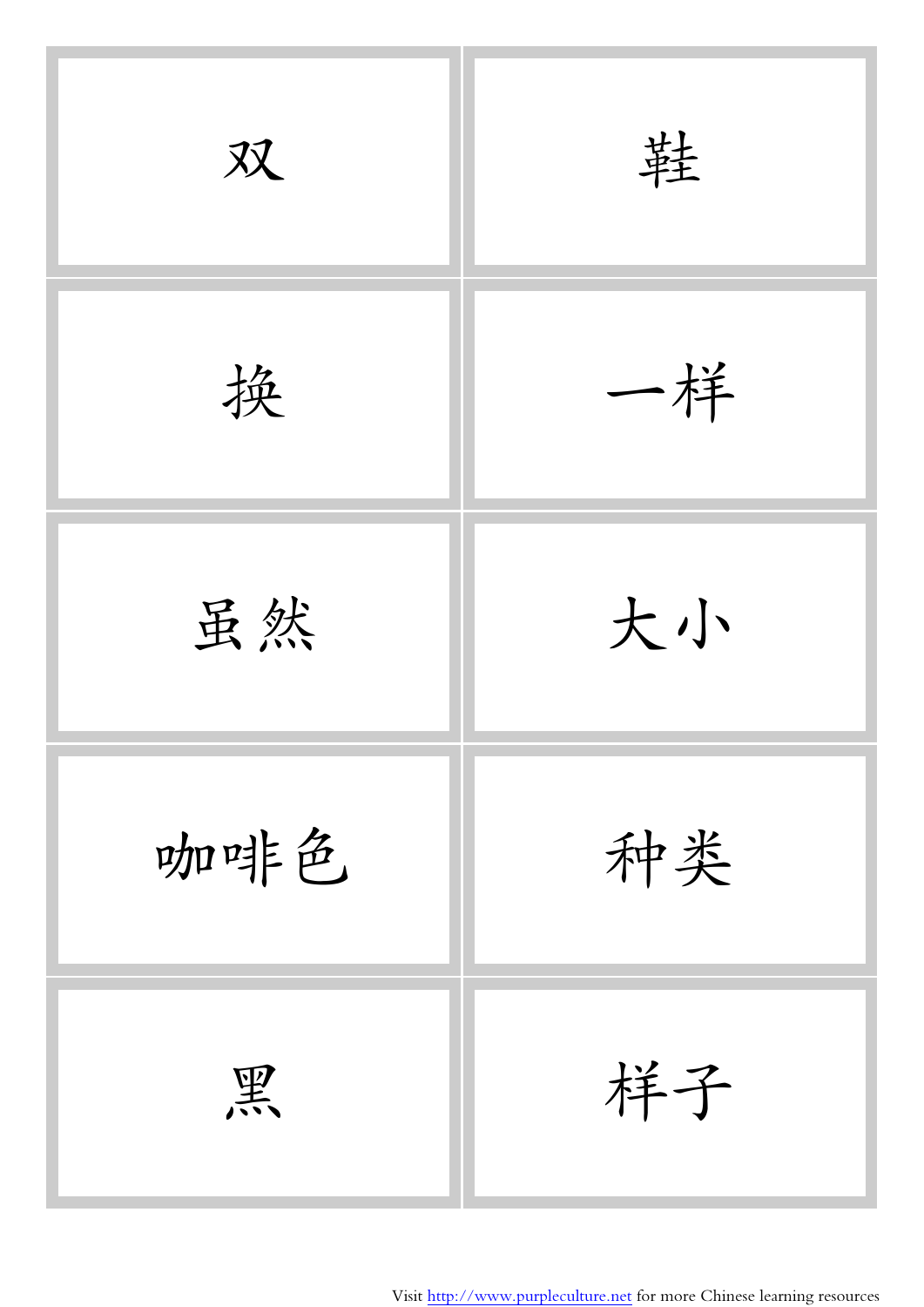| | |
|---|---|
| 双 | 鞋 |
| 换 | 一样 |
| 虽然 | 大小 |
| 咖啡色 | 种类 |
| 黑 | 样子 |

Visit http://www.purpleculture.net for more Chinese learning resources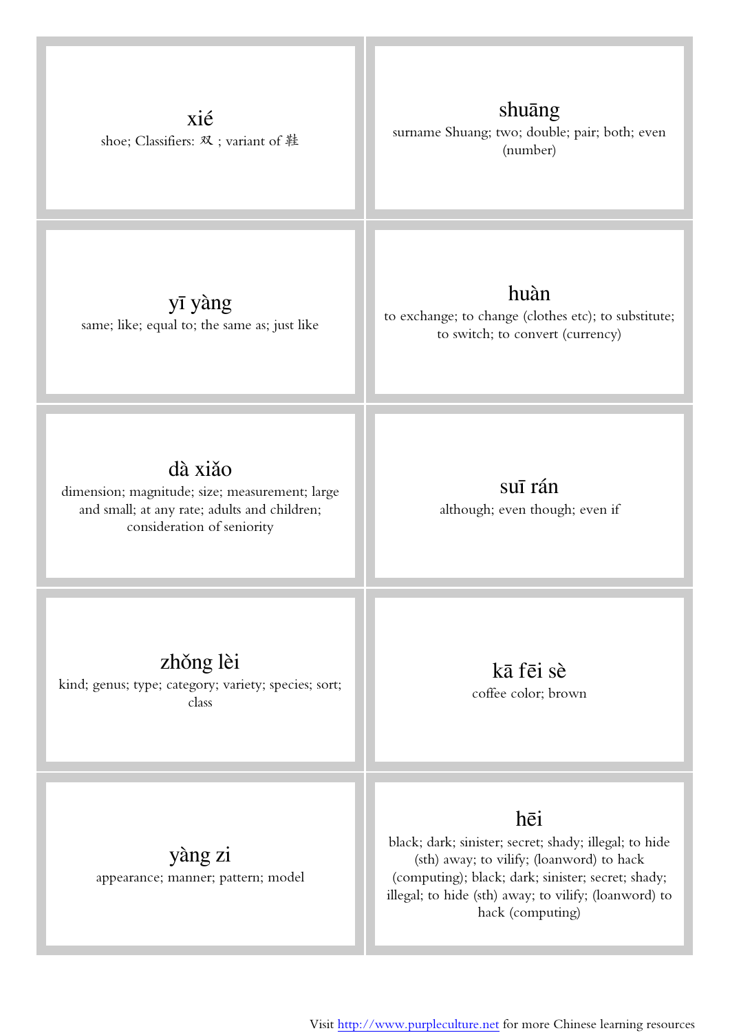xié

shoe; Classifiers: 双 ; variant of 鞋

shuāng

surname Shuang; two; double; pair; both; even (number)

yī yàng

same; like; equal to; the same as; just like

huàn

to exchange; to change (clothes etc); to substitute; to switch; to convert (currency)

dà xiǎo

dimension; magnitude; size; measurement; large and small; at any rate; adults and children; consideration of seniority

suī rán

although; even though; even if

zhǒng lèi

kind; genus; type; category; variety; species; sort; class

kā fēi sè

coffee color; brown

yàng zi

appearance; manner; pattern; model

hēi

black; dark; sinister; secret; shady; illegal; to hide (sth) away; to vilify; (loanword) to hack (computing); black; dark; sinister; secret; shady; illegal; to hide (sth) away; to vilify; (loanword) to hack (computing)

Visit http://www.purpleculture.net for more Chinese learning resources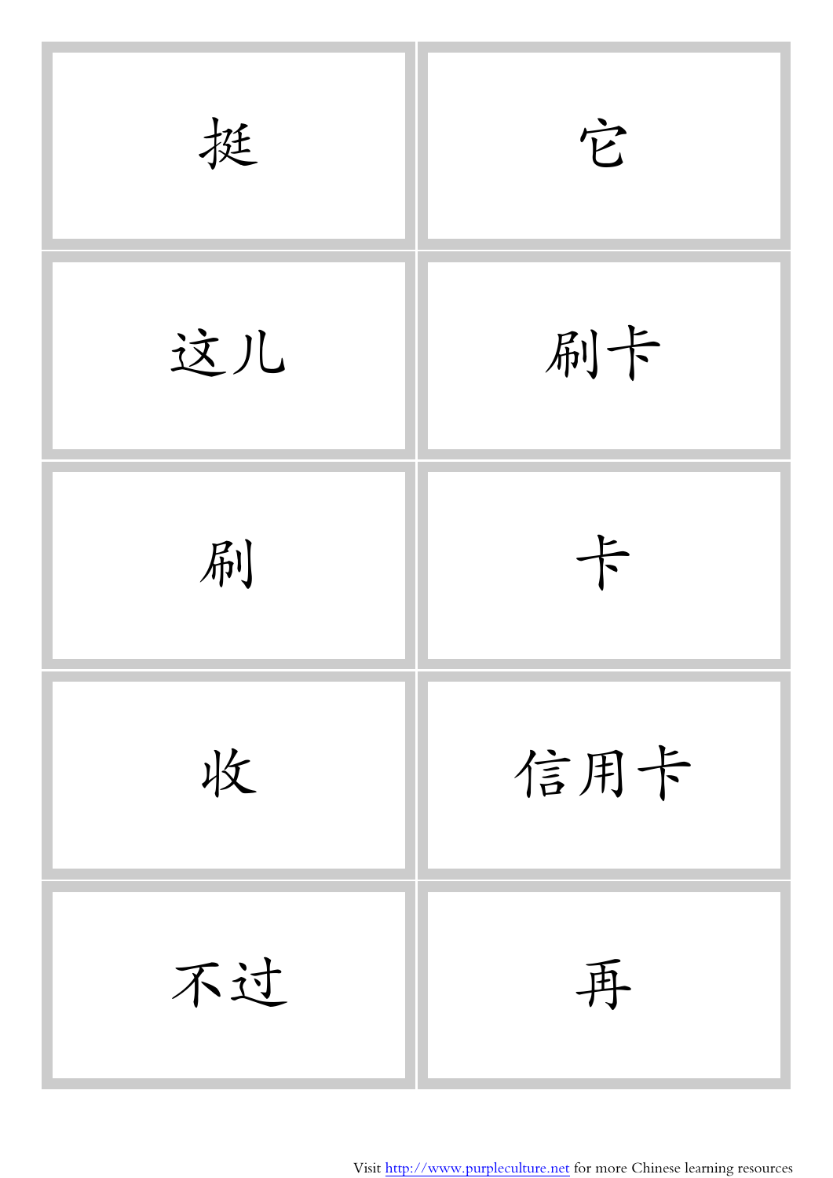| 挺 | 它 |
| --- | --- |
| 这儿 | 刷卡 |
| 刷 | 卡 |
| 收 | 信用卡 |
| 不过 | 再 |

Visit http://www.purpleculture.net for more Chinese learning resources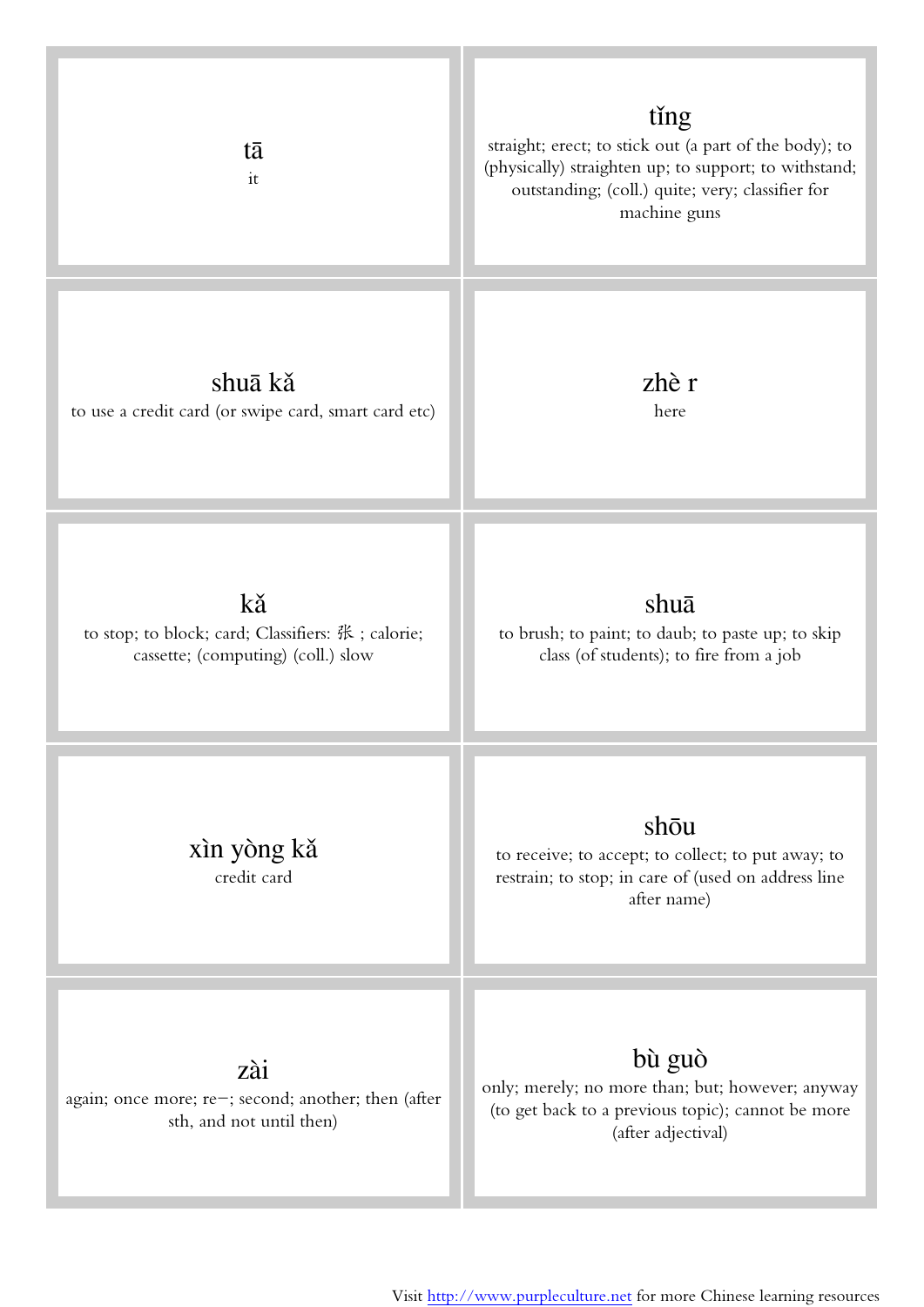| | |
|---|---|
| **tā**<br>it | **tǐng**<br>straight; erect; to stick out (a part of the body); to (physically) straighten up; to support; to withstand; outstanding; (coll.) quite; very; classifier for machine guns |
| **shuā kǎ**<br>to use a credit card (or swipe card, smart card etc) | **zhè r**<br>here |
| **kǎ**<br>to stop; to block; card; Classifiers: 张 ; calorie; cassette; (computing) (coll.) slow | **shuā**<br>to brush; to paint; to daub; to paste up; to skip class (of students); to fire from a job |
| **xìn yòng kǎ**<br>credit card | **shōu**<br>to receive; to accept; to collect; to put away; to restrain; to stop; in care of (used on address line after name) |
| **zài**<br>again; once more; re−; second; another; then (after sth, and not until then) | **bù guò**<br>only; merely; no more than; but; however; anyway (to get back to a previous topic); cannot be more (after adjectival) |

Visit http://www.purpleculture.net for more Chinese learning resources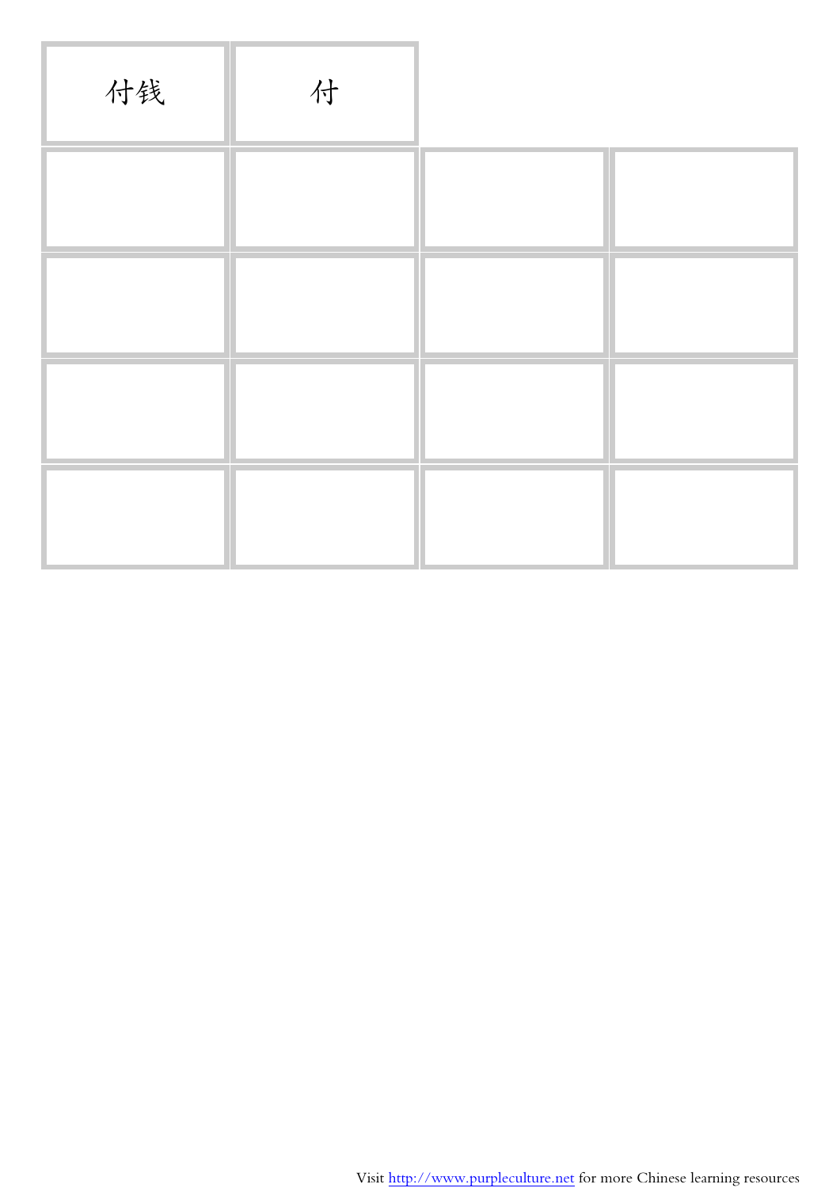| 付钱 | 付 | | |
| --- | --- | --- | --- |
| | | | |
| | | | |
| | | | |
| | | | |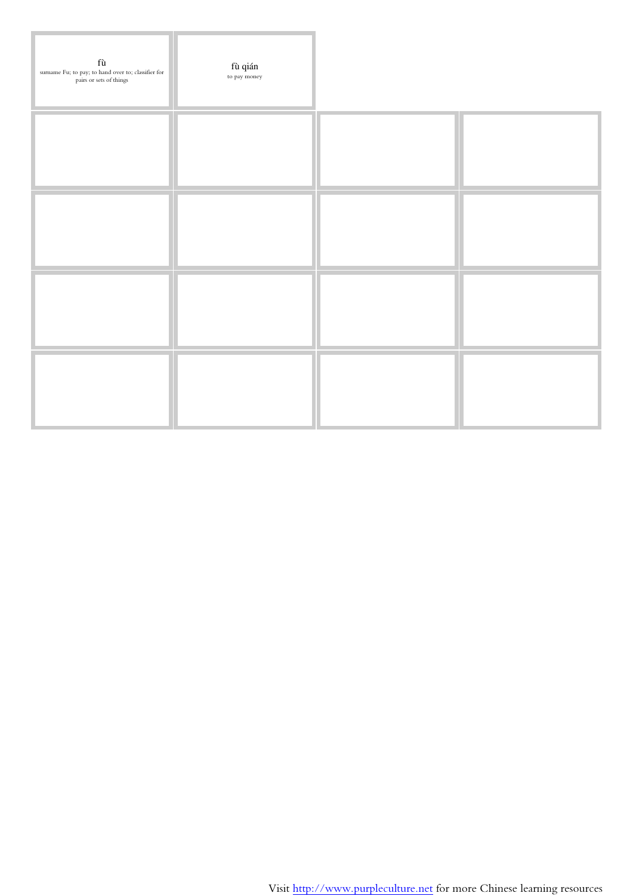| | | | |
|---|---|---|---|
| fù<br>surname Fu; to pay; to hand over to; classifier for pairs or sets of things | fù qián<br>to pay money | | |
| | | | |
| | | | |
| | | | |
| | | | |

Visit http://www.purpleculture.net for more Chinese learning resources